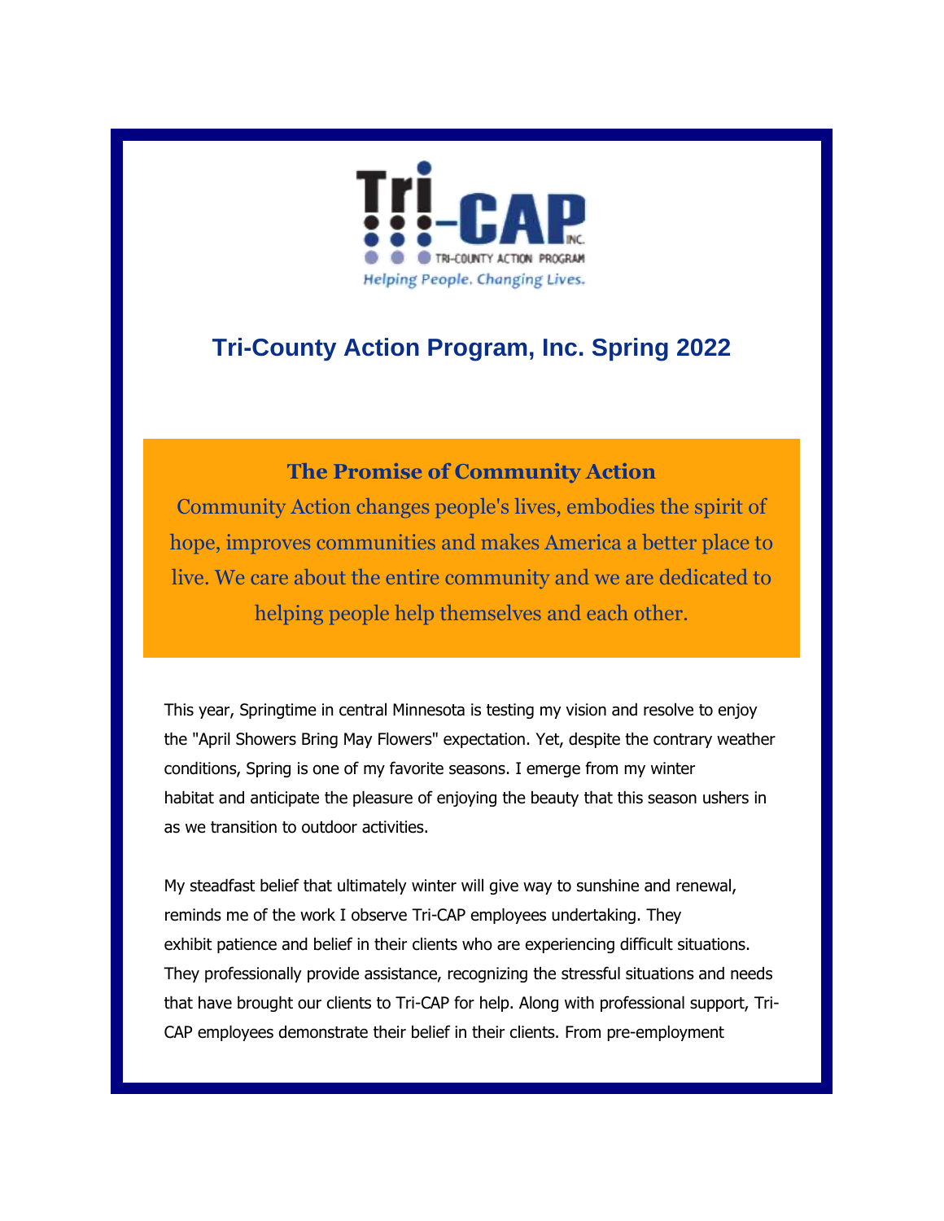Tri-CAP INC.
TRI-COUNTY ACTION PROGRAM
*Helping People. Changing Lives.*

# Tri-County Action Program, Inc. Spring 2022

## The Promise of Community Action

Community Action changes people's lives, embodies the spirit of hope, improves communities and makes America a better place to live. We care about the entire community and we are dedicated to helping people help themselves and each other.

This year, Springtime in central Minnesota is testing my vision and resolve to enjoy the "April Showers Bring May Flowers" expectation. Yet, despite the contrary weather conditions, Spring is one of my favorite seasons. I emerge from my winter habitat and anticipate the pleasure of enjoying the beauty that this season ushers in as we transition to outdoor activities.

My steadfast belief that ultimately winter will give way to sunshine and renewal, reminds me of the work I observe Tri-CAP employees undertaking. They exhibit patience and belief in their clients who are experiencing difficult situations. They professionally provide assistance, recognizing the stressful situations and needs that have brought our clients to Tri-CAP for help. Along with professional support, Tri-CAP employees demonstrate their belief in their clients. From pre-employment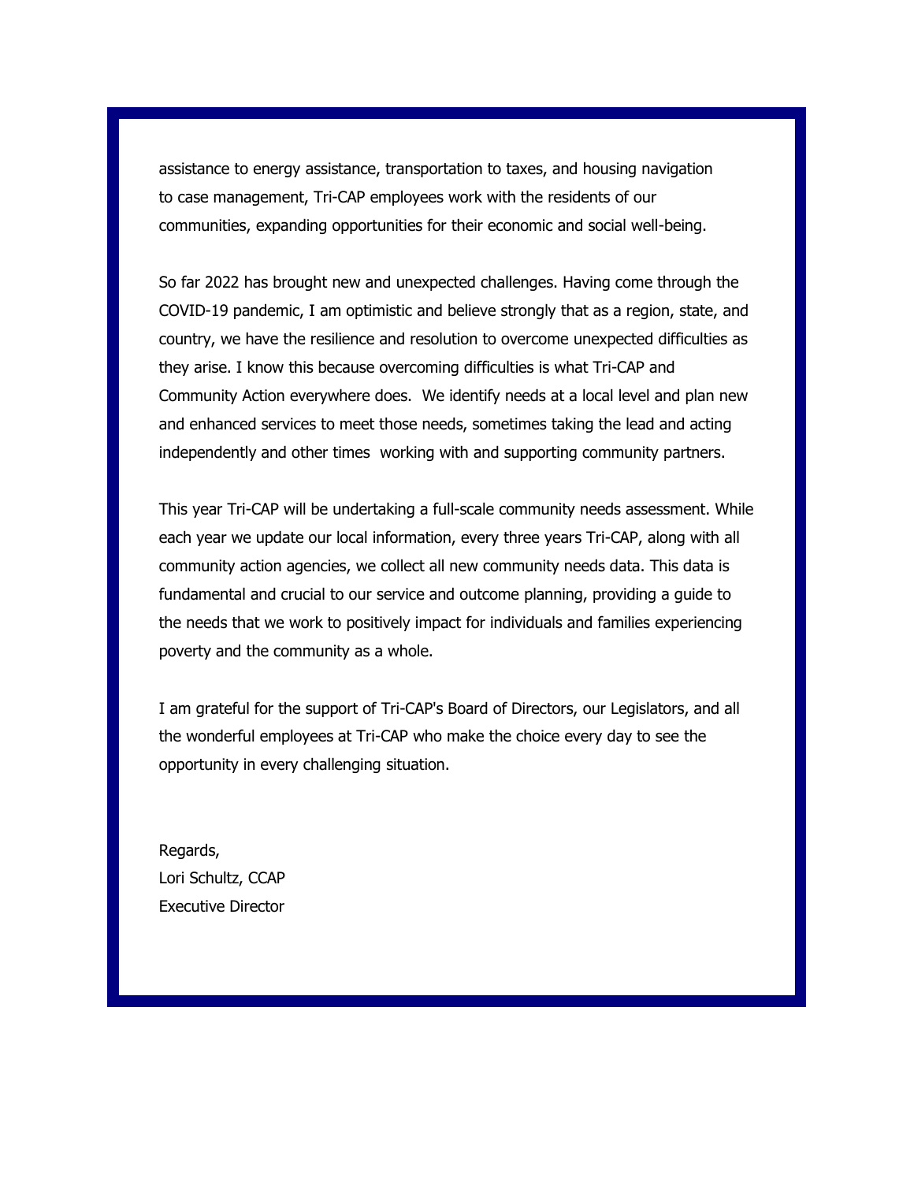assistance to energy assistance, transportation to taxes, and housing navigation to case management, Tri-CAP employees work with the residents of our communities, expanding opportunities for their economic and social well-being.

So far 2022 has brought new and unexpected challenges. Having come through the COVID-19 pandemic, I am optimistic and believe strongly that as a region, state, and country, we have the resilience and resolution to overcome unexpected difficulties as they arise. I know this because overcoming difficulties is what Tri-CAP and Community Action everywhere does. We identify needs at a local level and plan new and enhanced services to meet those needs, sometimes taking the lead and acting independently and other times working with and supporting community partners.

This year Tri-CAP will be undertaking a full-scale community needs assessment. While each year we update our local information, every three years Tri-CAP, along with all community action agencies, we collect all new community needs data. This data is fundamental and crucial to our service and outcome planning, providing a guide to the needs that we work to positively impact for individuals and families experiencing poverty and the community as a whole.

I am grateful for the support of Tri-CAP's Board of Directors, our Legislators, and all the wonderful employees at Tri-CAP who make the choice every day to see the opportunity in every challenging situation.

Regards,
Lori Schultz, CCAP
Executive Director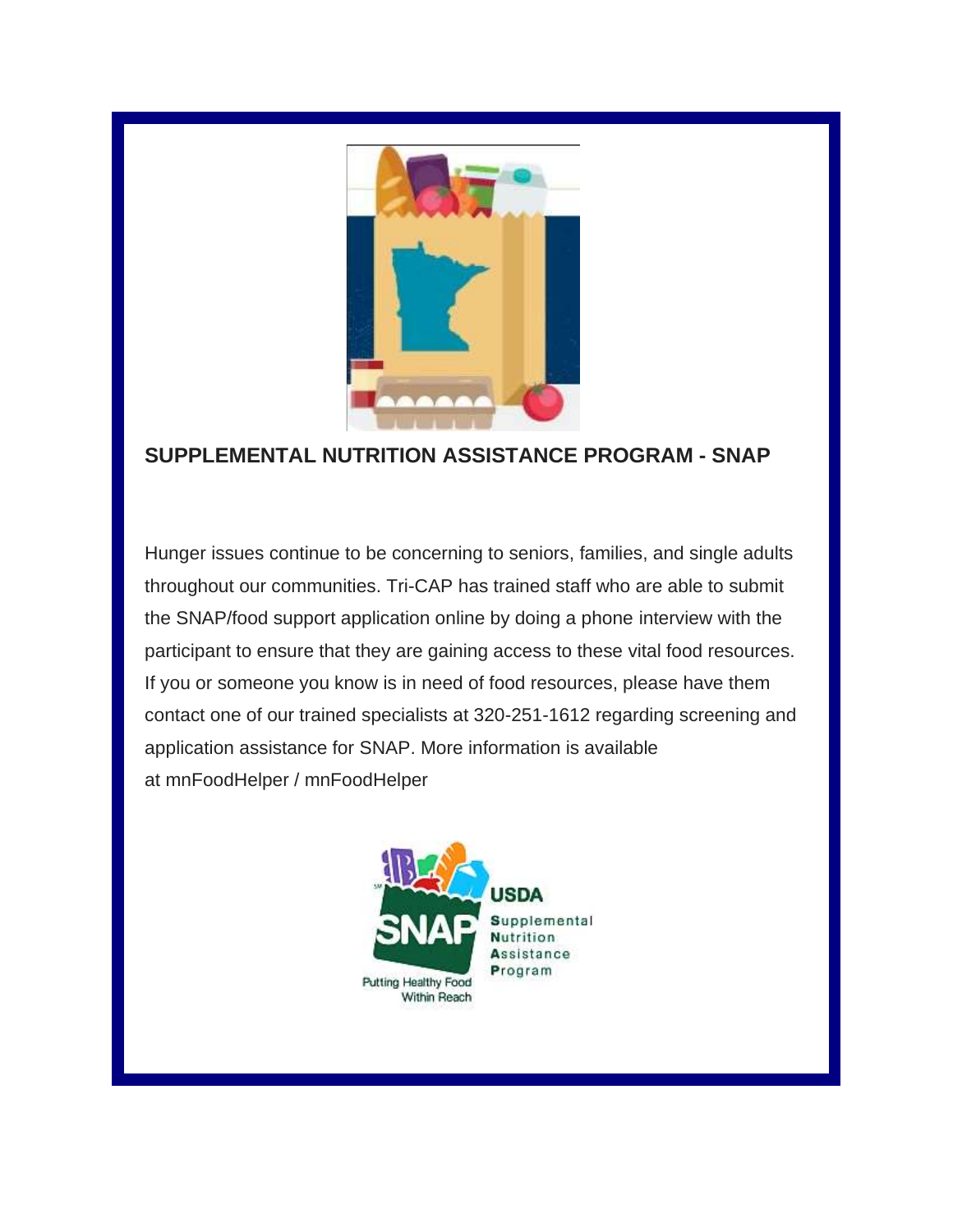## SUPPLEMENTAL NUTRITION ASSISTANCE PROGRAM - SNAP

Hunger issues continue to be concerning to seniors, families, and single adults throughout our communities. Tri-CAP has trained staff who are able to submit the SNAP/food support application online by doing a phone interview with the participant to ensure that they are gaining access to these vital food resources. If you or someone you know is in need of food resources, please have them contact one of our trained specialists at 320-251-1612 regarding screening and application assistance for SNAP. More information is available at mnFoodHelper / mnFoodHelper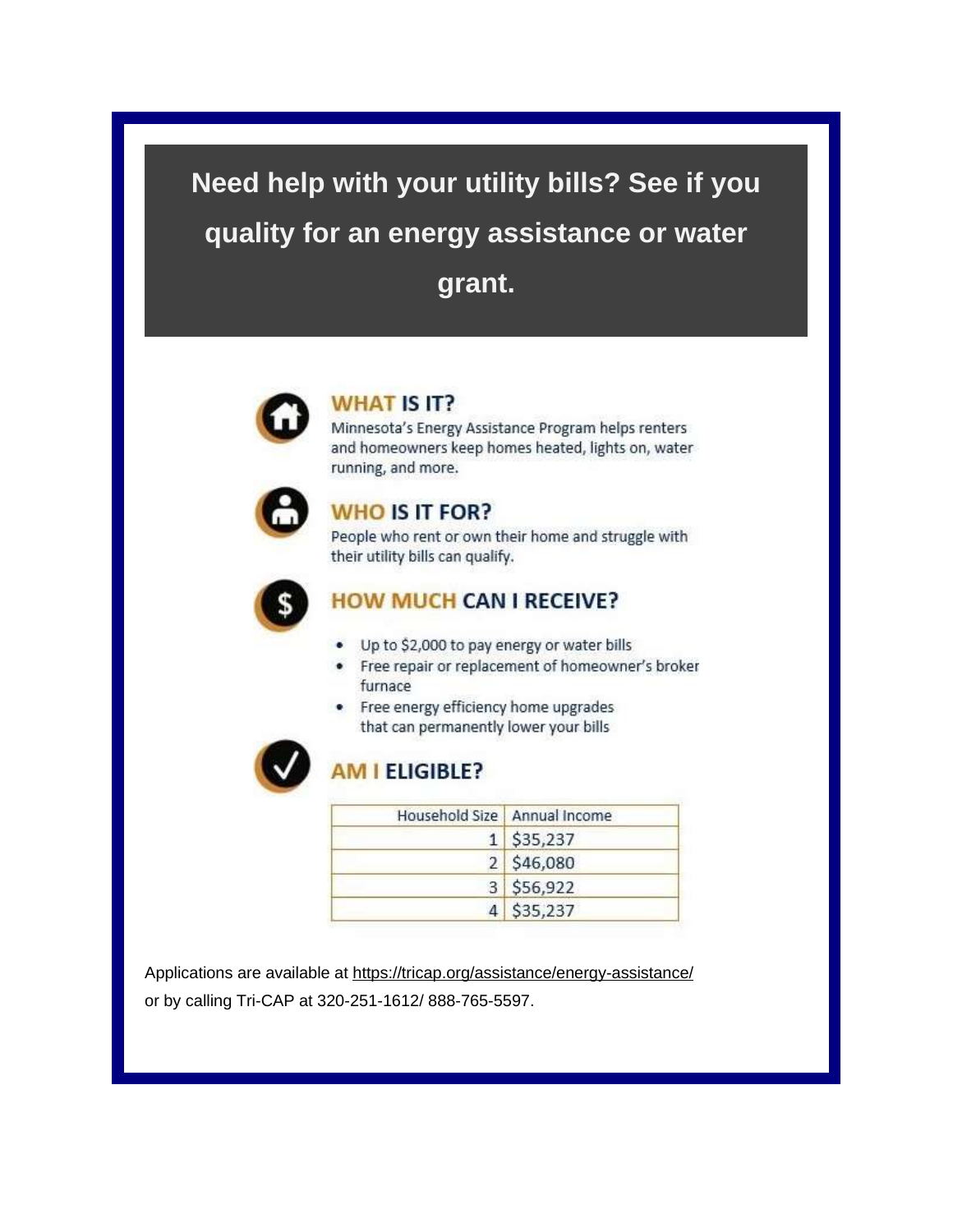# Need help with your utility bills? See if you quality for an energy assistance or water grant.

## WHAT IS IT?

Minnesota's Energy Assistance Program helps renters and homeowners keep homes heated, lights on, water running, and more.

## WHO IS IT FOR?

People who rent or own their home and struggle with their utility bills can qualify.

## HOW MUCH CAN I RECEIVE?

- Up to $2,000 to pay energy or water bills
- Free repair or replacement of homeowner's broker furnace
- Free energy efficiency home upgrades that can permanently lower your bills

## AM I ELIGIBLE?

| Household Size | Annual Income |
| --- | --- |
| 1 | $35,237 |
| 2 | $46,080 |
| 3 | $56,922 |
| 4 | $35,237 |

Applications are available at https://tricap.org/assistance/energy-assistance/ or by calling Tri-CAP at 320-251-1612/ 888-765-5597.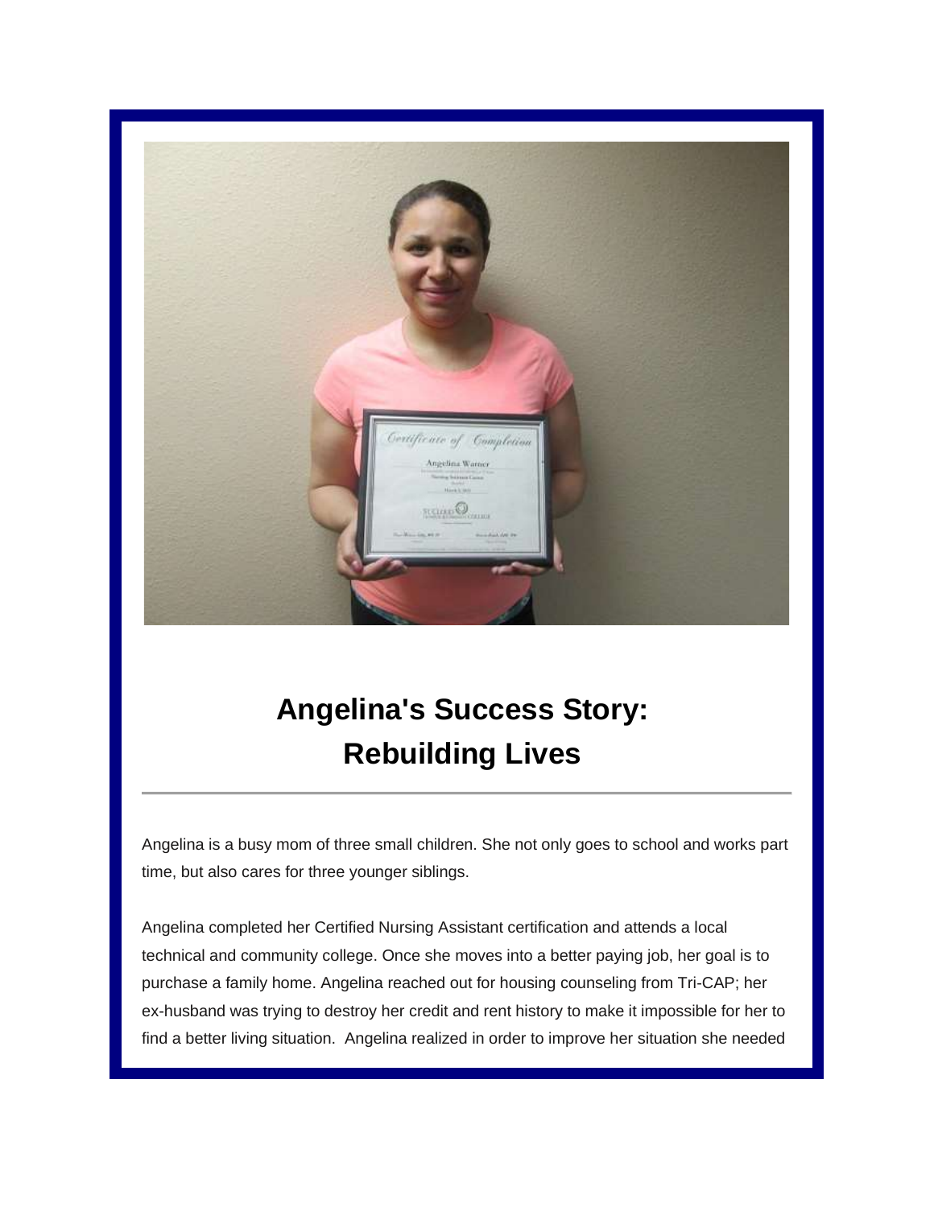# Angelina's Success Story: Rebuilding Lives

Angelina is a busy mom of three small children. She not only goes to school and works part time, but also cares for three younger siblings.

Angelina completed her Certified Nursing Assistant certification and attends a local technical and community college. Once she moves into a better paying job, her goal is to purchase a family home. Angelina reached out for housing counseling from Tri-CAP; her ex-husband was trying to destroy her credit and rent history to make it impossible for her to find a better living situation. Angelina realized in order to improve her situation she needed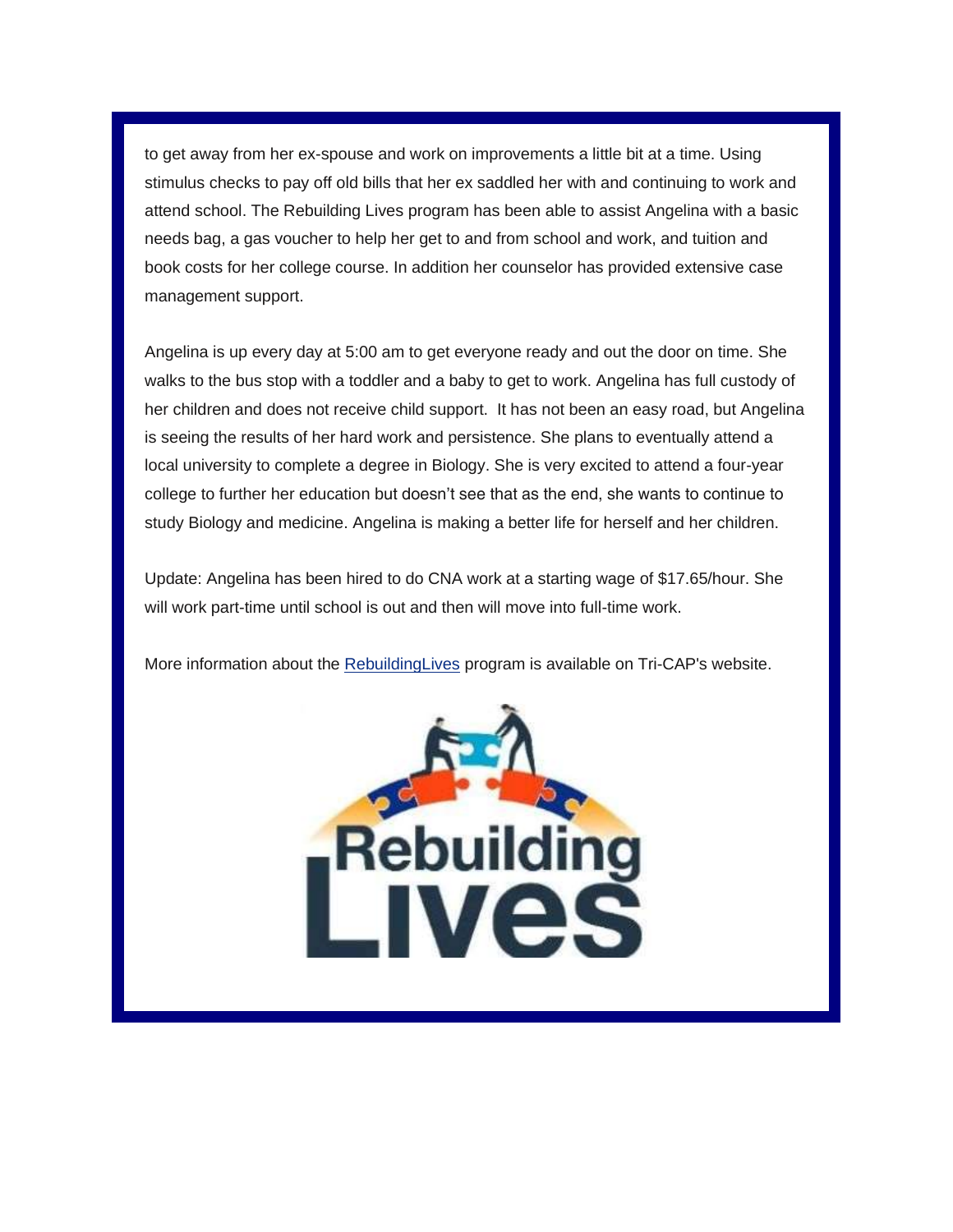to get away from her ex-spouse and work on improvements a little bit at a time. Using stimulus checks to pay off old bills that her ex saddled her with and continuing to work and attend school. The Rebuilding Lives program has been able to assist Angelina with a basic needs bag, a gas voucher to help her get to and from school and work, and tuition and book costs for her college course. In addition her counselor has provided extensive case management support.

Angelina is up every day at 5:00 am to get everyone ready and out the door on time. She walks to the bus stop with a toddler and a baby to get to work. Angelina has full custody of her children and does not receive child support. It has not been an easy road, but Angelina is seeing the results of her hard work and persistence. She plans to eventually attend a local university to complete a degree in Biology. She is very excited to attend a four-year college to further her education but doesn't see that as the end, she wants to continue to study Biology and medicine. Angelina is making a better life for herself and her children.

Update: Angelina has been hired to do CNA work at a starting wage of $17.65/hour. She will work part-time until school is out and then will move into full-time work.

More information about the [RebuildingLives]() program is available on Tri-CAP's website.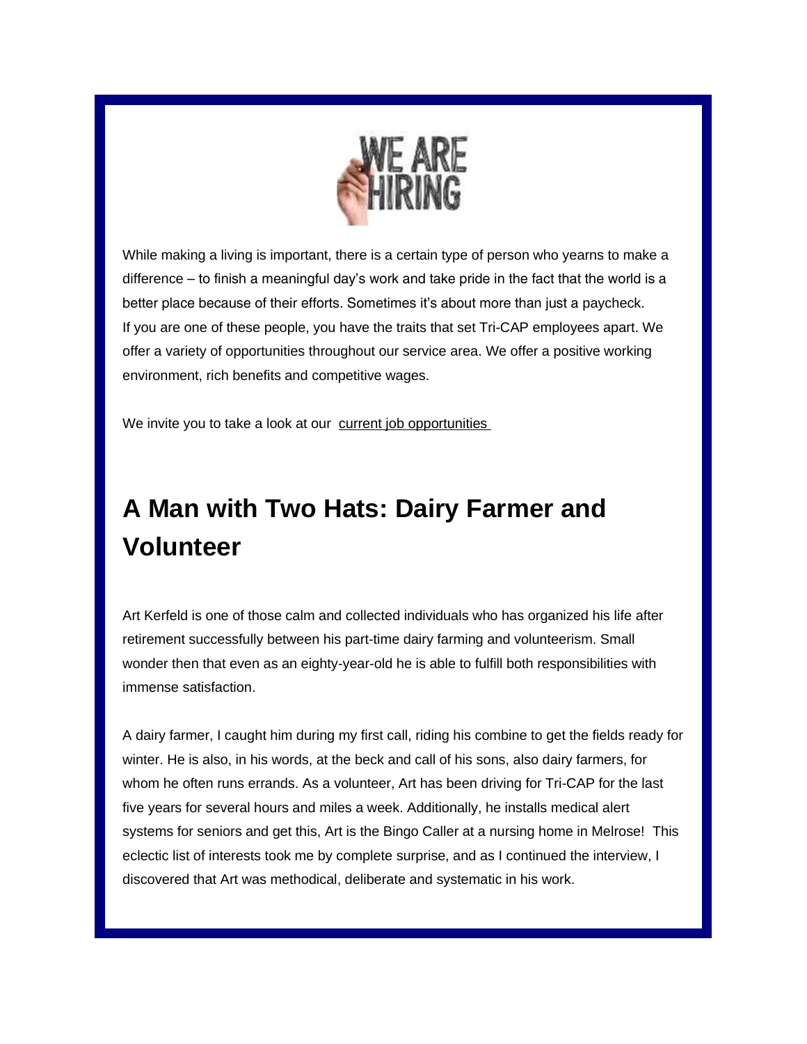WE ARE HIRING

While making a living is important, there is a certain type of person who yearns to make a difference – to finish a meaningful day's work and take pride in the fact that the world is a better place because of their efforts. Sometimes it's about more than just a paycheck.
If you are one of these people, you have the traits that set Tri-CAP employees apart. We offer a variety of opportunities throughout our service area. We offer a positive working environment, rich benefits and competitive wages.

We invite you to take a look at our current job opportunities

## A Man with Two Hats: Dairy Farmer and Volunteer

Art Kerfeld is one of those calm and collected individuals who has organized his life after retirement successfully between his part-time dairy farming and volunteerism. Small wonder then that even as an eighty-year-old he is able to fulfill both responsibilities with immense satisfaction.

A dairy farmer, I caught him during my first call, riding his combine to get the fields ready for winter. He is also, in his words, at the beck and call of his sons, also dairy farmers, for whom he often runs errands. As a volunteer, Art has been driving for Tri-CAP for the last five years for several hours and miles a week. Additionally, he installs medical alert systems for seniors and get this, Art is the Bingo Caller at a nursing home in Melrose! This eclectic list of interests took me by complete surprise, and as I continued the interview, I discovered that Art was methodical, deliberate and systematic in his work.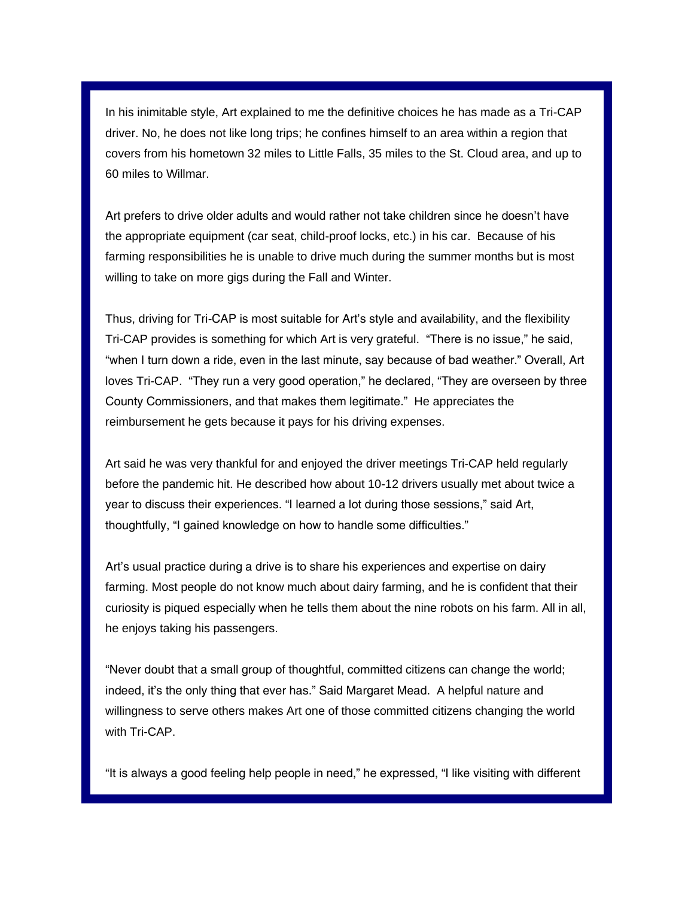In his inimitable style, Art explained to me the definitive choices he has made as a Tri-CAP driver. No, he does not like long trips; he confines himself to an area within a region that covers from his hometown 32 miles to Little Falls, 35 miles to the St. Cloud area, and up to 60 miles to Willmar.

Art prefers to drive older adults and would rather not take children since he doesn't have the appropriate equipment (car seat, child-proof locks, etc.) in his car. Because of his farming responsibilities he is unable to drive much during the summer months but is most willing to take on more gigs during the Fall and Winter.

Thus, driving for Tri-CAP is most suitable for Art's style and availability, and the flexibility Tri-CAP provides is something for which Art is very grateful. "There is no issue," he said, "when I turn down a ride, even in the last minute, say because of bad weather." Overall, Art loves Tri-CAP. "They run a very good operation," he declared, "They are overseen by three County Commissioners, and that makes them legitimate." He appreciates the reimbursement he gets because it pays for his driving expenses.

Art said he was very thankful for and enjoyed the driver meetings Tri-CAP held regularly before the pandemic hit. He described how about 10-12 drivers usually met about twice a year to discuss their experiences. "I learned a lot during those sessions," said Art, thoughtfully, "I gained knowledge on how to handle some difficulties."

Art's usual practice during a drive is to share his experiences and expertise on dairy farming. Most people do not know much about dairy farming, and he is confident that their curiosity is piqued especially when he tells them about the nine robots on his farm. All in all, he enjoys taking his passengers.

"Never doubt that a small group of thoughtful, committed citizens can change the world; indeed, it's the only thing that ever has." Said Margaret Mead. A helpful nature and willingness to serve others makes Art one of those committed citizens changing the world with Tri-CAP.

"It is always a good feeling help people in need," he expressed, "I like visiting with different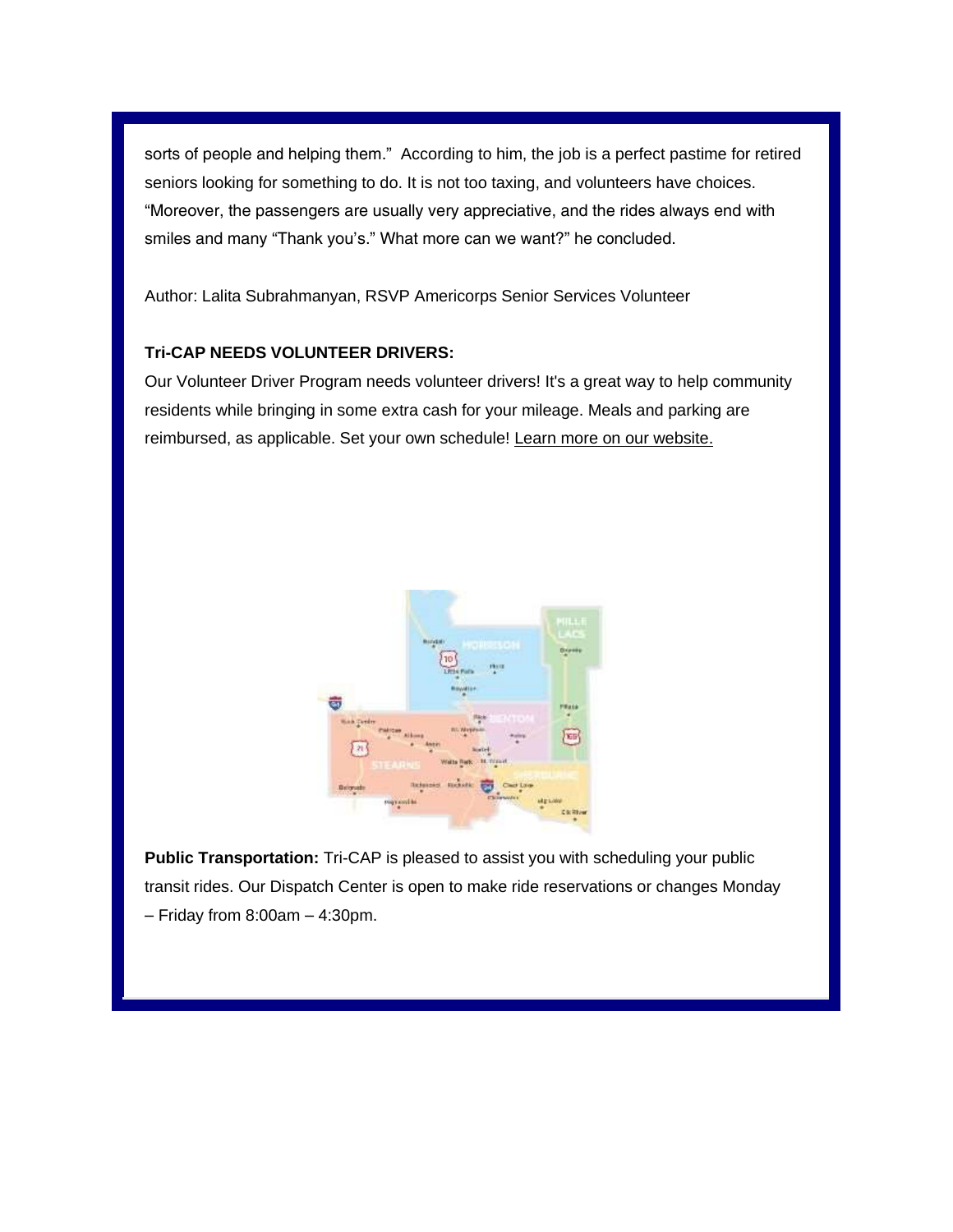sorts of people and helping them." According to him, the job is a perfect pastime for retired seniors looking for something to do. It is not too taxing, and volunteers have choices. "Moreover, the passengers are usually very appreciative, and the rides always end with smiles and many "Thank you's." What more can we want?" he concluded.

Author: Lalita Subrahmanyan, RSVP Americorps Senior Services Volunteer

**Tri-CAP NEEDS VOLUNTEER DRIVERS:**

Our Volunteer Driver Program needs volunteer drivers! It's a great way to help community residents while bringing in some extra cash for your mileage. Meals and parking are reimbursed, as applicable. Set your own schedule! Learn more on our website.

**Public Transportation:** Tri-CAP is pleased to assist you with scheduling your public transit rides. Our Dispatch Center is open to make ride reservations or changes Monday – Friday from 8:00am – 4:30pm.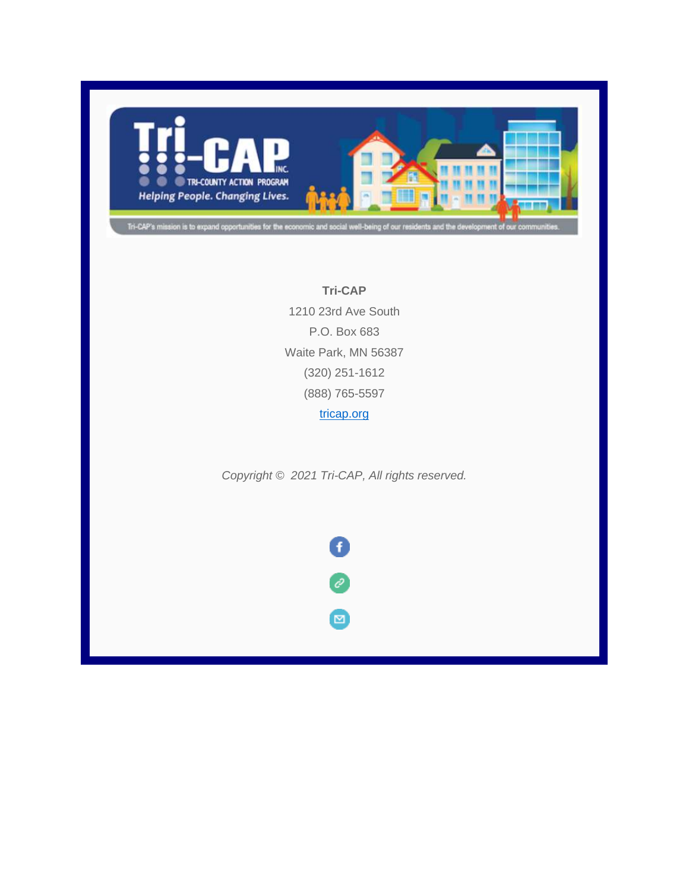**Tri-CAP**

1210 23rd Ave South

P.O. Box 683

Waite Park, MN 56387

(320) 251-1612

(888) 765-5597

tricap.org

*Copyright © 2021 Tri-CAP, All rights reserved.*